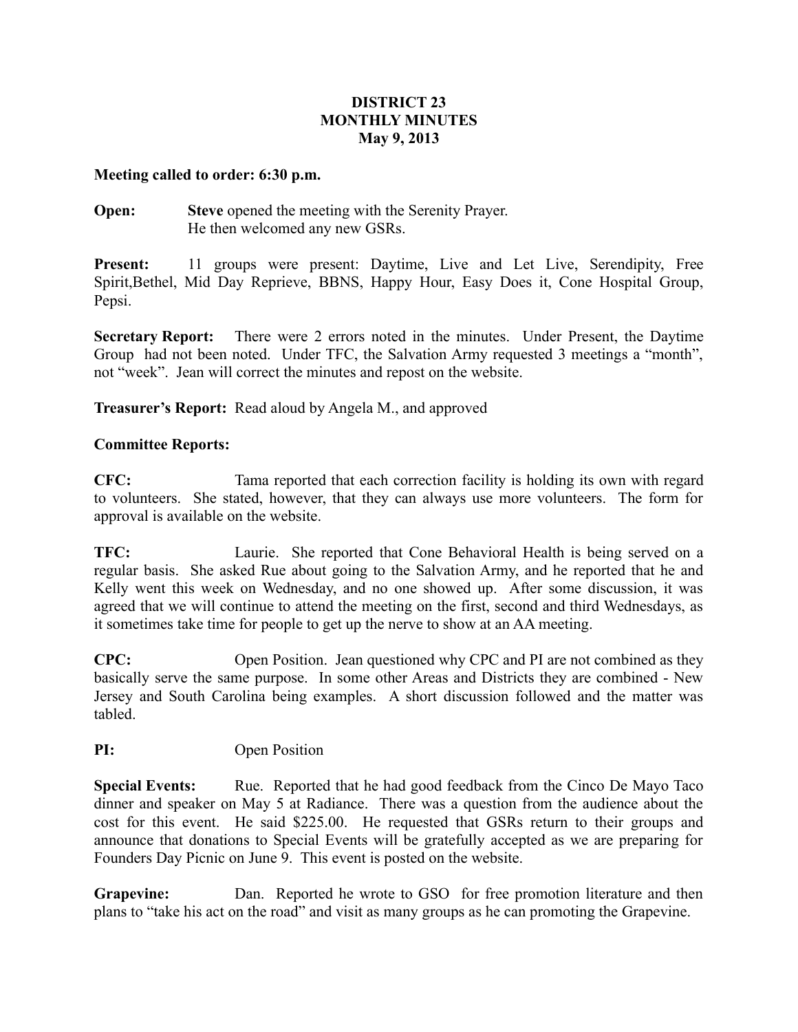# DISTRICT 23
## MONTHLY MINUTES
### May 9, 2013

**Meeting called to order: 6:30 p.m.**

**Open:** **Steve** opened the meeting with the Serenity Prayer. He then welcomed any new GSRs.

**Present:** 11 groups were present: Daytime, Live and Let Live, Serendipity, Free Spirit,Bethel, Mid Day Reprieve, BBNS, Happy Hour, Easy Does it, Cone Hospital Group, Pepsi.

**Secretary Report:** There were 2 errors noted in the minutes. Under Present, the Daytime Group had not been noted. Under TFC, the Salvation Army requested 3 meetings a "month", not "week". Jean will correct the minutes and repost on the website.

**Treasurer's Report:** Read aloud by Angela M., and approved

**Committee Reports:**

**CFC:** Tama reported that each correction facility is holding its own with regard to volunteers. She stated, however, that they can always use more volunteers. The form for approval is available on the website.

**TFC:** Laurie. She reported that Cone Behavioral Health is being served on a regular basis. She asked Rue about going to the Salvation Army, and he reported that he and Kelly went this week on Wednesday, and no one showed up. After some discussion, it was agreed that we will continue to attend the meeting on the first, second and third Wednesdays, as it sometimes take time for people to get up the nerve to show at an AA meeting.

**CPC:** Open Position. Jean questioned why CPC and PI are not combined as they basically serve the same purpose. In some other Areas and Districts they are combined - New Jersey and South Carolina being examples. A short discussion followed and the matter was tabled.

**PI:** Open Position

**Special Events:** Rue. Reported that he had good feedback from the Cinco De Mayo Taco dinner and speaker on May 5 at Radiance. There was a question from the audience about the cost for this event. He said $225.00. He requested that GSRs return to their groups and announce that donations to Special Events will be gratefully accepted as we are preparing for Founders Day Picnic on June 9. This event is posted on the website.

**Grapevine:** Dan. Reported he wrote to GSO for free promotion literature and then plans to "take his act on the road" and visit as many groups as he can promoting the Grapevine.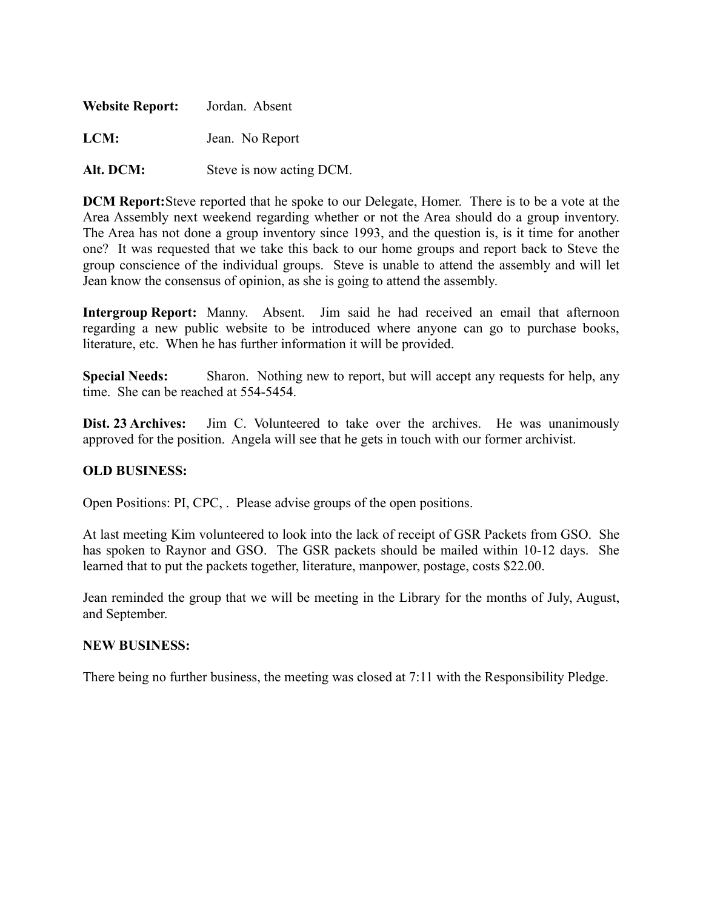**Website Report:** Jordan. Absent

**LCM:** Jean. No Report

**Alt. DCM:** Steve is now acting DCM.

**DCM Report:** Steve reported that he spoke to our Delegate, Homer. There is to be a vote at the Area Assembly next weekend regarding whether or not the Area should do a group inventory. The Area has not done a group inventory since 1993, and the question is, is it time for another one? It was requested that we take this back to our home groups and report back to Steve the group conscience of the individual groups. Steve is unable to attend the assembly and will let Jean know the consensus of opinion, as she is going to attend the assembly.

**Intergroup Report:** Manny. Absent. Jim said he had received an email that afternoon regarding a new public website to be introduced where anyone can go to purchase books, literature, etc. When he has further information it will be provided.

**Special Needs:** Sharon. Nothing new to report, but will accept any requests for help, any time. She can be reached at 554-5454.

**Dist. 23 Archives:** Jim C. Volunteered to take over the archives. He was unanimously approved for the position. Angela will see that he gets in touch with our former archivist.

**OLD BUSINESS:**

Open Positions: PI, CPC, . Please advise groups of the open positions.

At last meeting Kim volunteered to look into the lack of receipt of GSR Packets from GSO. She has spoken to Raynor and GSO. The GSR packets should be mailed within 10-12 days. She learned that to put the packets together, literature, manpower, postage, costs $22.00.

Jean reminded the group that we will be meeting in the Library for the months of July, August, and September.

**NEW BUSINESS:**

There being no further business, the meeting was closed at 7:11 with the Responsibility Pledge.